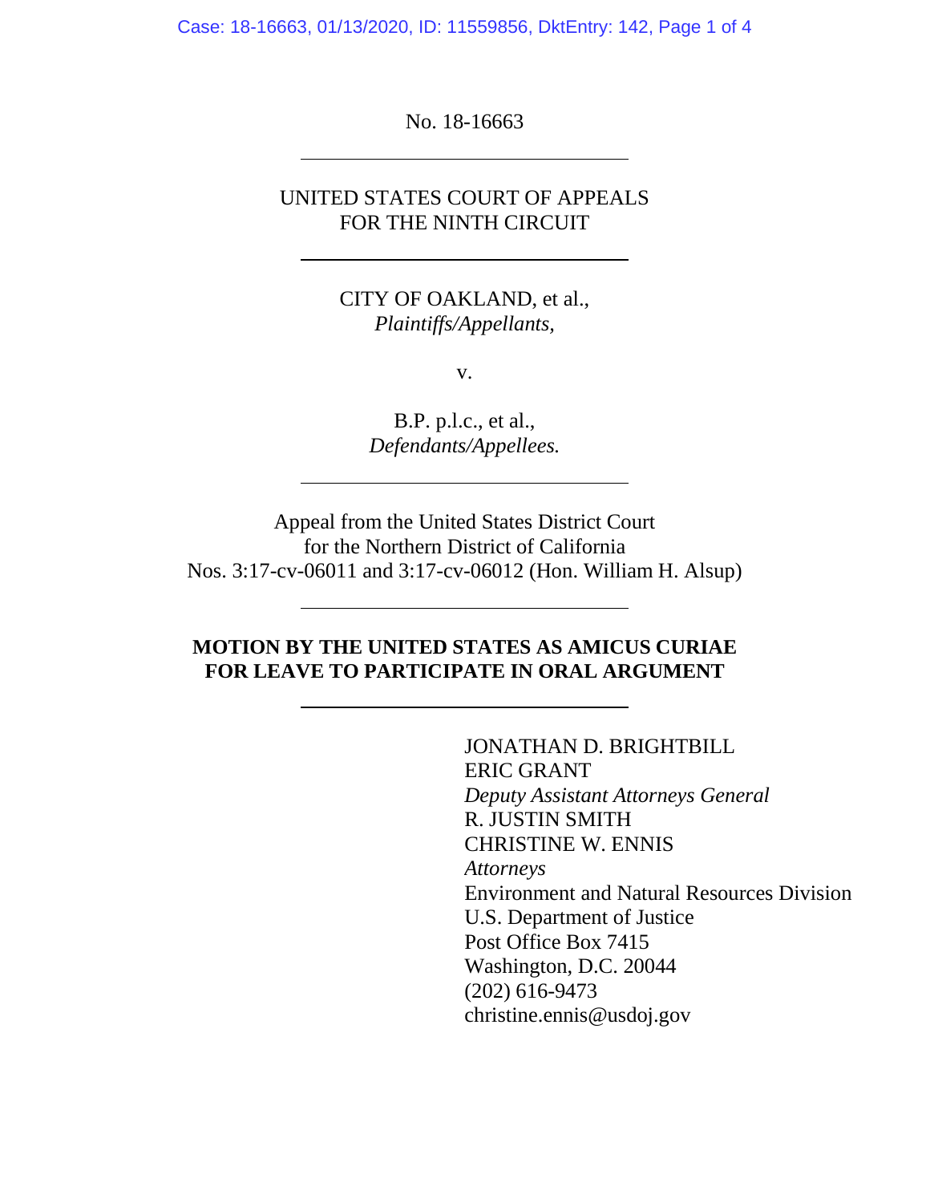No. 18-16663

---

UNITED STATES COURT OF APPEALS
FOR THE NINTH CIRCUIT

---

CITY OF OAKLAND, et al.,
*Plaintiffs/Appellants,*

v.

B.P. p.l.c., et al.,
*Defendants/Appellees.*

---

Appeal from the United States District Court
for the Northern District of California
Nos. 3:17-cv-06011 and 3:17-cv-06012 (Hon. William H. Alsup)

---

**MOTION BY THE UNITED STATES AS AMICUS CURIAE FOR LEAVE TO PARTICIPATE IN ORAL ARGUMENT**

---

JONATHAN D. BRIGHTBILL
ERIC GRANT
*Deputy Assistant Attorneys General*
R. JUSTIN SMITH
CHRISTINE W. ENNIS
*Attorneys*
Environment and Natural Resources Division
U.S. Department of Justice
Post Office Box 7415
Washington, D.C. 20044
(202) 616-9473
christine.ennis@usdoj.gov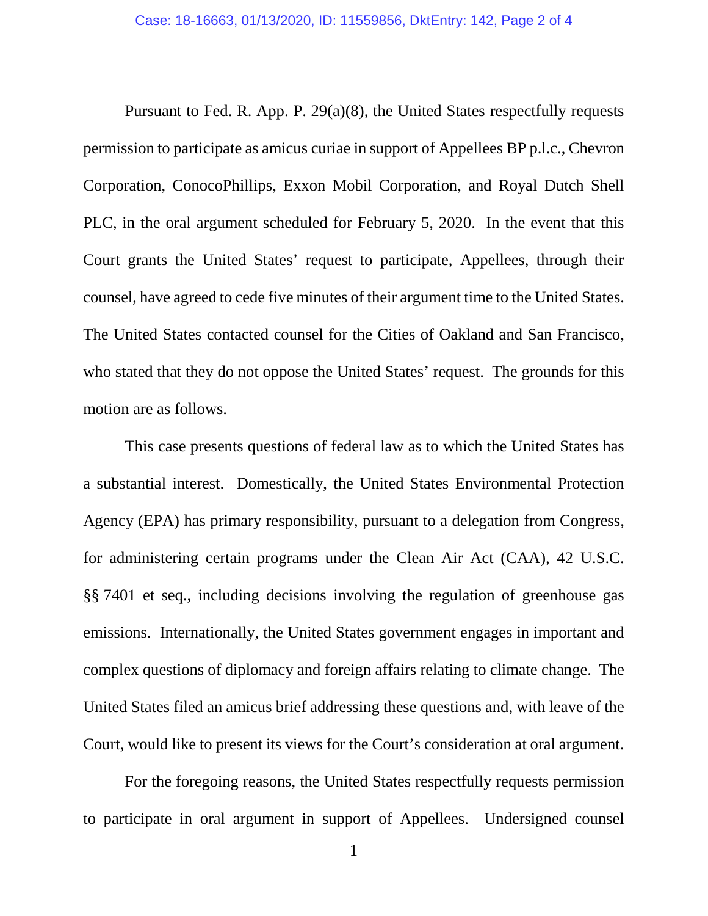Pursuant to Fed. R. App. P. 29(a)(8), the United States respectfully requests permission to participate as amicus curiae in support of Appellees BP p.l.c., Chevron Corporation, ConocoPhillips, Exxon Mobil Corporation, and Royal Dutch Shell PLC, in the oral argument scheduled for February 5, 2020. In the event that this Court grants the United States' request to participate, Appellees, through their counsel, have agreed to cede five minutes of their argument time to the United States. The United States contacted counsel for the Cities of Oakland and San Francisco, who stated that they do not oppose the United States' request. The grounds for this motion are as follows.

This case presents questions of federal law as to which the United States has a substantial interest. Domestically, the United States Environmental Protection Agency (EPA) has primary responsibility, pursuant to a delegation from Congress, for administering certain programs under the Clean Air Act (CAA), 42 U.S.C. §§ 7401 et seq., including decisions involving the regulation of greenhouse gas emissions. Internationally, the United States government engages in important and complex questions of diplomacy and foreign affairs relating to climate change. The United States filed an amicus brief addressing these questions and, with leave of the Court, would like to present its views for the Court's consideration at oral argument.

For the foregoing reasons, the United States respectfully requests permission to participate in oral argument in support of Appellees. Undersigned counsel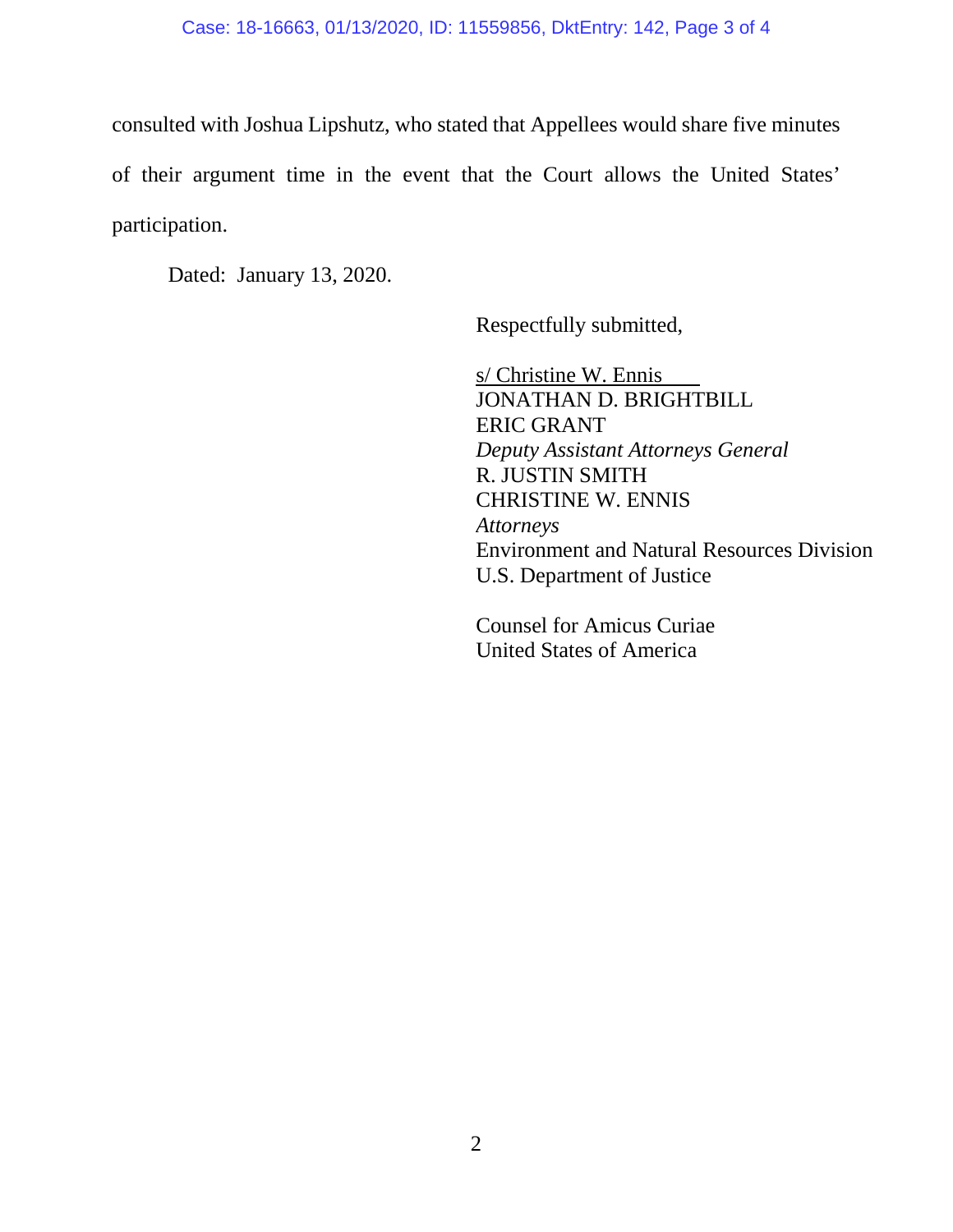consulted with Joshua Lipshutz, who stated that Appellees would share five minutes of their argument time in the event that the Court allows the United States' participation.

Dated: January 13, 2020.

Respectfully submitted,

s/ Christine W. Ennis  
JONATHAN D. BRIGHTBILL  
ERIC GRANT  
*Deputy Assistant Attorneys General*  
R. JUSTIN SMITH  
CHRISTINE W. ENNIS  
*Attorneys*  
Environment and Natural Resources Division  
U.S. Department of Justice

Counsel for Amicus Curiae  
United States of America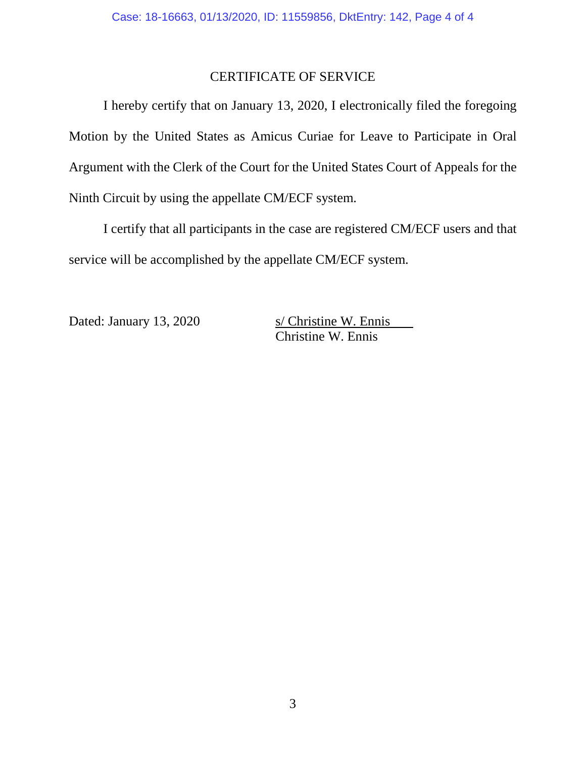# CERTIFICATE OF SERVICE

I hereby certify that on January 13, 2020, I electronically filed the foregoing Motion by the United States as Amicus Curiae for Leave to Participate in Oral Argument with the Clerk of the Court for the United States Court of Appeals for the Ninth Circuit by using the appellate CM/ECF system.

I certify that all participants in the case are registered CM/ECF users and that service will be accomplished by the appellate CM/ECF system.

Dated: January 13, 2020

s/ Christine W. Ennis
Christine W. Ennis